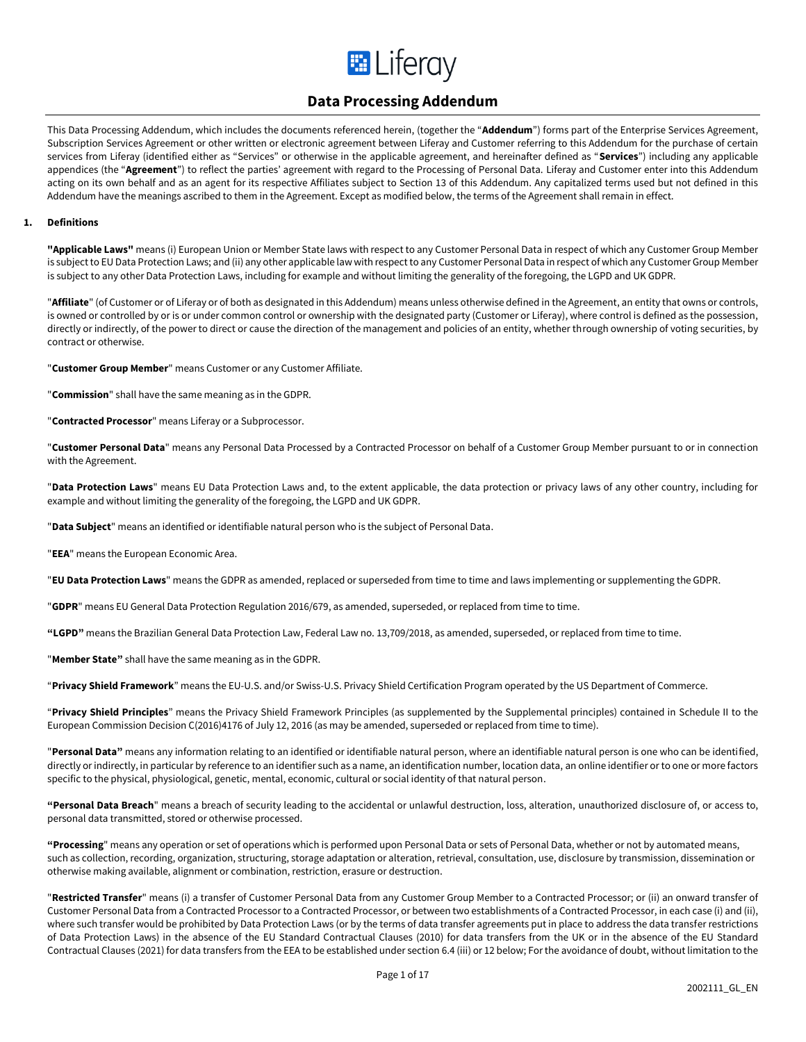# Data Processing Addendum

This Data Processing Addendum, which includes the documents referenced herein, (together the "**Addendum**") forms part of the Enterprise Services Agreement, Subscription Services Agreement or other written or electronic agreement between Liferay and Customer referring to this Addendum for the purchase of certain services from Liferay (identified either as "Services" or otherwise in the applicable agreement, and hereinafter defined as "**Services**") including any applicable appendices (the "**Agreement**") to reflect the parties' agreement with regard to the Processing of Personal Data. Liferay and Customer enter into this Addendum acting on its own behalf and as an agent for its respective Affiliates subject to Section 13 of this Addendum. Any capitalized terms used but not defined in this Addendum have the meanings ascribed to them in the Agreement. Except as modified below, the terms of the Agreement shall remain in effect.

## 1. Definitions

**"Applicable Laws"** means (i) European Union or Member State laws with respect to any Customer Personal Data in respect of which any Customer Group Member is subject to EU Data Protection Laws; and (ii) any other applicable law with respect to any Customer Personal Data in respect of which any Customer Group Member is subject to any other Data Protection Laws, including for example and without limiting the generality of the foregoing, the LGPD and UK GDPR.

"**Affiliate**" (of Customer or of Liferay or of both as designated in this Addendum) means unless otherwise defined in the Agreement, an entity that owns or controls, is owned or controlled by or is or under common control or ownership with the designated party (Customer or Liferay), where control is defined as the possession, directly or indirectly, of the power to direct or cause the direction of the management and policies of an entity, whether through ownership of voting securities, by contract or otherwise.

"**Customer Group Member**" means Customer or any Customer Affiliate.

"**Commission**" shall have the same meaning as in the GDPR.

"**Contracted Processor**" means Liferay or a Subprocessor.

"**Customer Personal Data**" means any Personal Data Processed by a Contracted Processor on behalf of a Customer Group Member pursuant to or in connection with the Agreement.

"**Data Protection Laws**" means EU Data Protection Laws and, to the extent applicable, the data protection or privacy laws of any other country, including for example and without limiting the generality of the foregoing, the LGPD and UK GDPR.

"**Data Subject**" means an identified or identifiable natural person who is the subject of Personal Data.

"**EEA**" means the European Economic Area.

"**EU Data Protection Laws**" means the GDPR as amended, replaced or superseded from time to time and laws implementing or supplementing the GDPR.

"**GDPR**" means EU General Data Protection Regulation 2016/679, as amended, superseded, or replaced from time to time.

**"LGPD"** means the Brazilian General Data Protection Law, Federal Law no. 13,709/2018, as amended, superseded, or replaced from time to time.

"**Member State"** shall have the same meaning as in the GDPR.

"**Privacy Shield Framework**" means the EU-U.S. and/or Swiss-U.S. Privacy Shield Certification Program operated by the US Department of Commerce.

"**Privacy Shield Principles**" means the Privacy Shield Framework Principles (as supplemented by the Supplemental principles) contained in Schedule II to the European Commission Decision C(2016)4176 of July 12, 2016 (as may be amended, superseded or replaced from time to time).

"**Personal Data"** means any information relating to an identified or identifiable natural person, where an identifiable natural person is one who can be identified, directly or indirectly, in particular by reference to an identifier such as a name, an identification number, location data, an online identifier or to one or more factors specific to the physical, physiological, genetic, mental, economic, cultural or social identity of that natural person.

**"Personal Data Breach**" means a breach of security leading to the accidental or unlawful destruction, loss, alteration, unauthorized disclosure of, or access to, personal data transmitted, stored or otherwise processed.

**"Processing**" means any operation or set of operations which is performed upon Personal Data or sets of Personal Data, whether or not by automated means, such as collection, recording, organization, structuring, storage adaptation or alteration, retrieval, consultation, use, disclosure by transmission, dissemination or otherwise making available, alignment or combination, restriction, erasure or destruction.

"**Restricted Transfer**" means (i) a transfer of Customer Personal Data from any Customer Group Member to a Contracted Processor; or (ii) an onward transfer of Customer Personal Data from a Contracted Processor to a Contracted Processor, or between two establishments of a Contracted Processor, in each case (i) and (ii), where such transfer would be prohibited by Data Protection Laws (or by the terms of data transfer agreements put in place to address the data transfer restrictions of Data Protection Laws) in the absence of the EU Standard Contractual Clauses (2010) for data transfers from the UK or in the absence of the EU Standard Contractual Clauses (2021) for data transfers from the EEA to be established under section 6.4 (iii) or 12 below; For the avoidance of doubt, without limitation to the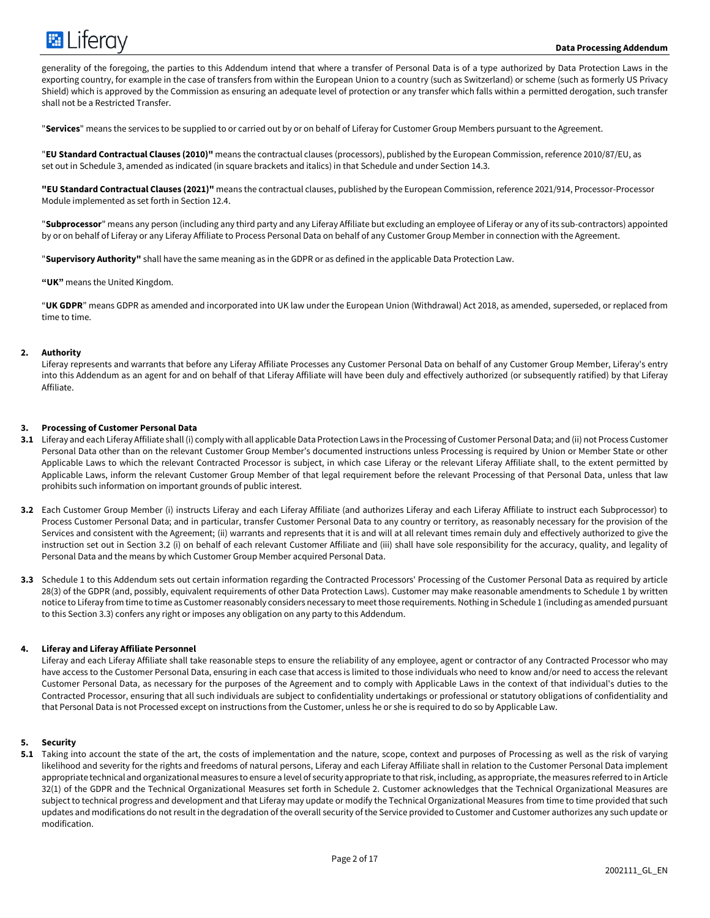generality of the foregoing, the parties to this Addendum intend that where a transfer of Personal Data is of a type authorized by Data Protection Laws in the exporting country, for example in the case of transfers from within the European Union to a country (such as Switzerland) or scheme (such as formerly US Privacy Shield) which is approved by the Commission as ensuring an adequate level of protection or any transfer which falls within a permitted derogation, such transfer shall not be a Restricted Transfer.

"**Services**" means the services to be supplied to or carried out by or on behalf of Liferay for Customer Group Members pursuant to the Agreement.

"**EU Standard Contractual Clauses (2010)"** means the contractual clauses (processors), published by the European Commission, reference 2010/87/EU, as set out in Schedule 3, amended as indicated (in square brackets and italics) in that Schedule and under Section 14.3.

**"EU Standard Contractual Clauses (2021)"** means the contractual clauses, published by the European Commission, reference 2021/914, Processor-Processor Module implemented as set forth in Section 12.4.

"**Subprocessor**" means any person (including any third party and any Liferay Affiliate but excluding an employee of Liferay or any of its sub-contractors) appointed by or on behalf of Liferay or any Liferay Affiliate to Process Personal Data on behalf of any Customer Group Member in connection with the Agreement.

"**Supervisory Authority"** shall have the same meaning as in the GDPR or as defined in the applicable Data Protection Law.

**"UK"** means the United Kingdom.

"**UK GDPR**" means GDPR as amended and incorporated into UK law under the European Union (Withdrawal) Act 2018, as amended, superseded, or replaced from time to time.

**2. Authority**

Liferay represents and warrants that before any Liferay Affiliate Processes any Customer Personal Data on behalf of any Customer Group Member, Liferay's entry into this Addendum as an agent for and on behalf of that Liferay Affiliate will have been duly and effectively authorized (or subsequently ratified) by that Liferay Affiliate.

**3. Processing of Customer Personal Data**

**3.1** Liferay and each Liferay Affiliate shall (i) comply with all applicable Data Protection Laws in the Processing of Customer Personal Data; and (ii) not Process Customer Personal Data other than on the relevant Customer Group Member's documented instructions unless Processing is required by Union or Member State or other Applicable Laws to which the relevant Contracted Processor is subject, in which case Liferay or the relevant Liferay Affiliate shall, to the extent permitted by Applicable Laws, inform the relevant Customer Group Member of that legal requirement before the relevant Processing of that Personal Data, unless that law prohibits such information on important grounds of public interest.

**3.2** Each Customer Group Member (i) instructs Liferay and each Liferay Affiliate (and authorizes Liferay and each Liferay Affiliate to instruct each Subprocessor) to Process Customer Personal Data; and in particular, transfer Customer Personal Data to any country or territory, as reasonably necessary for the provision of the Services and consistent with the Agreement; (ii) warrants and represents that it is and will at all relevant times remain duly and effectively authorized to give the instruction set out in Section 3.2 (i) on behalf of each relevant Customer Affiliate and (iii) shall have sole responsibility for the accuracy, quality, and legality of Personal Data and the means by which Customer Group Member acquired Personal Data.

**3.3** Schedule 1 to this Addendum sets out certain information regarding the Contracted Processors' Processing of the Customer Personal Data as required by article 28(3) of the GDPR (and, possibly, equivalent requirements of other Data Protection Laws). Customer may make reasonable amendments to Schedule 1 by written notice to Liferay from time to time as Customer reasonably considers necessary to meet those requirements. Nothing in Schedule 1 (including as amended pursuant to this Section 3.3) confers any right or imposes any obligation on any party to this Addendum.

**4. Liferay and Liferay Affiliate Personnel**

Liferay and each Liferay Affiliate shall take reasonable steps to ensure the reliability of any employee, agent or contractor of any Contracted Processor who may have access to the Customer Personal Data, ensuring in each case that access is limited to those individuals who need to know and/or need to access the relevant Customer Personal Data, as necessary for the purposes of the Agreement and to comply with Applicable Laws in the context of that individual's duties to the Contracted Processor, ensuring that all such individuals are subject to confidentiality undertakings or professional or statutory obligations of confidentiality and that Personal Data is not Processed except on instructions from the Customer, unless he or she is required to do so by Applicable Law.

**5. Security**

**5.1** Taking into account the state of the art, the costs of implementation and the nature, scope, context and purposes of Processing as well as the risk of varying likelihood and severity for the rights and freedoms of natural persons, Liferay and each Liferay Affiliate shall in relation to the Customer Personal Data implement appropriate technical and organizational measures to ensure a level of security appropriate to that risk, including, as appropriate, the measures referred to in Article 32(1) of the GDPR and the Technical Organizational Measures set forth in Schedule 2. Customer acknowledges that the Technical Organizational Measures are subject to technical progress and development and that Liferay may update or modify the Technical Organizational Measures from time to time provided that such updates and modifications do not result in the degradation of the overall security of the Service provided to Customer and Customer authorizes any such update or modification.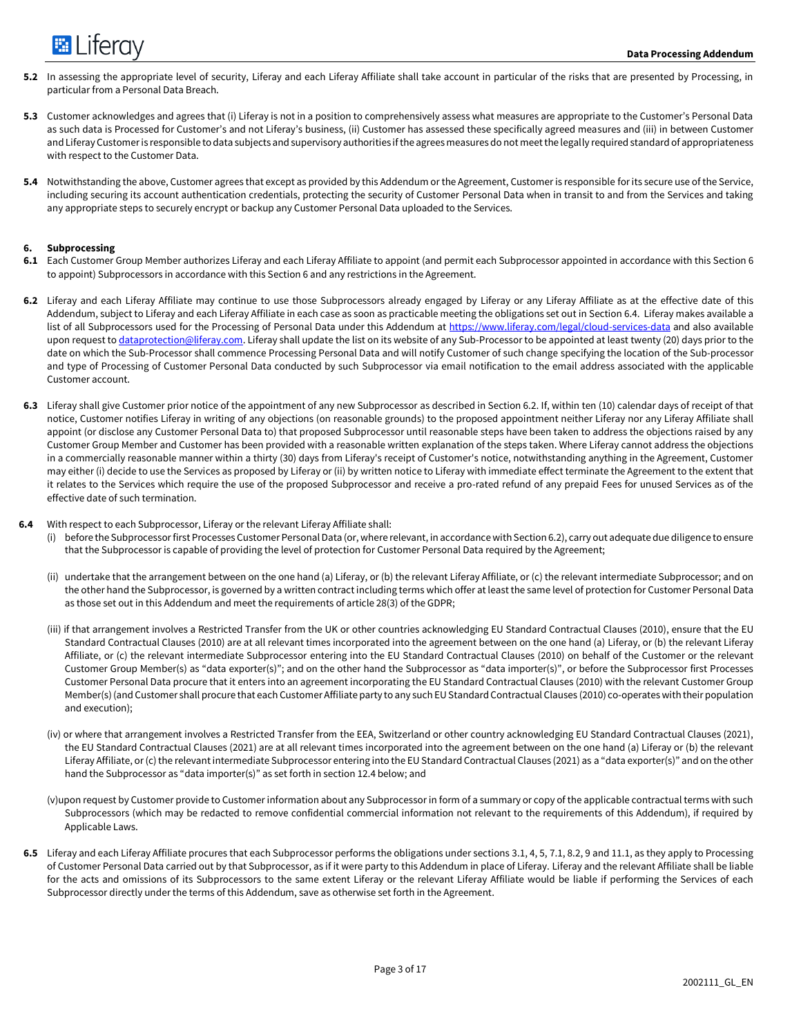**5.2** In assessing the appropriate level of security, Liferay and each Liferay Affiliate shall take account in particular of the risks that are presented by Processing, in particular from a Personal Data Breach.

**5.3** Customer acknowledges and agrees that (i) Liferay is not in a position to comprehensively assess what measures are appropriate to the Customer's Personal Data as such data is Processed for Customer's and not Liferay's business, (ii) Customer has assessed these specifically agreed measures and (iii) in between Customer and Liferay Customer is responsible to data subjects and supervisory authorities if the agrees measures do not meet the legally required standard of appropriateness with respect to the Customer Data.

**5.4** Notwithstanding the above, Customer agrees that except as provided by this Addendum or the Agreement, Customer is responsible for its secure use of the Service, including securing its account authentication credentials, protecting the security of Customer Personal Data when in transit to and from the Services and taking any appropriate steps to securely encrypt or backup any Customer Personal Data uploaded to the Services.

**6. Subprocessing**

**6.1** Each Customer Group Member authorizes Liferay and each Liferay Affiliate to appoint (and permit each Subprocessor appointed in accordance with this Section 6 to appoint) Subprocessors in accordance with this Section 6 and any restrictions in the Agreement.

**6.2** Liferay and each Liferay Affiliate may continue to use those Subprocessors already engaged by Liferay or any Liferay Affiliate as at the effective date of this Addendum, subject to Liferay and each Liferay Affiliate in each case as soon as practicable meeting the obligations set out in Section 6.4. Liferay makes available a list of all Subprocessors used for the Processing of Personal Data under this Addendum at https://www.liferay.com/legal/cloud-services-data and also available upon request to dataprotection@liferay.com. Liferay shall update the list on its website of any Sub-Processor to be appointed at least twenty (20) days prior to the date on which the Sub-Processor shall commence Processing Personal Data and will notify Customer of such change specifying the location of the Sub-processor and type of Processing of Customer Personal Data conducted by such Subprocessor via email notification to the email address associated with the applicable Customer account.

**6.3** Liferay shall give Customer prior notice of the appointment of any new Subprocessor as described in Section 6.2. If, within ten (10) calendar days of receipt of that notice, Customer notifies Liferay in writing of any objections (on reasonable grounds) to the proposed appointment neither Liferay nor any Liferay Affiliate shall appoint (or disclose any Customer Personal Data to) that proposed Subprocessor until reasonable steps have been taken to address the objections raised by any Customer Group Member and Customer has been provided with a reasonable written explanation of the steps taken. Where Liferay cannot address the objections in a commercially reasonable manner within a thirty (30) days from Liferay's receipt of Customer's notice, notwithstanding anything in the Agreement, Customer may either (i) decide to use the Services as proposed by Liferay or (ii) by written notice to Liferay with immediate effect terminate the Agreement to the extent that it relates to the Services which require the use of the proposed Subprocessor and receive a pro-rated refund of any prepaid Fees for unused Services as of the effective date of such termination.

**6.4** With respect to each Subprocessor, Liferay or the relevant Liferay Affiliate shall:

(i) before the Subprocessor first Processes Customer Personal Data (or, where relevant, in accordance with Section 6.2), carry out adequate due diligence to ensure that the Subprocessor is capable of providing the level of protection for Customer Personal Data required by the Agreement;

(ii) undertake that the arrangement between on the one hand (a) Liferay, or (b) the relevant Liferay Affiliate, or (c) the relevant intermediate Subprocessor; and on the other hand the Subprocessor, is governed by a written contract including terms which offer at least the same level of protection for Customer Personal Data as those set out in this Addendum and meet the requirements of article 28(3) of the GDPR;

(iii) if that arrangement involves a Restricted Transfer from the UK or other countries acknowledging EU Standard Contractual Clauses (2010), ensure that the EU Standard Contractual Clauses (2010) are at all relevant times incorporated into the agreement between on the one hand (a) Liferay, or (b) the relevant Liferay Affiliate, or (c) the relevant intermediate Subprocessor entering into the EU Standard Contractual Clauses (2010) on behalf of the Customer or the relevant Customer Group Member(s) as "data exporter(s)"; and on the other hand the Subprocessor as "data importer(s)", or before the Subprocessor first Processes Customer Personal Data procure that it enters into an agreement incorporating the EU Standard Contractual Clauses (2010) with the relevant Customer Group Member(s) (and Customer shall procure that each Customer Affiliate party to any such EU Standard Contractual Clauses (2010) co-operates with their population and execution);

(iv) or where that arrangement involves a Restricted Transfer from the EEA, Switzerland or other country acknowledging EU Standard Contractual Clauses (2021), the EU Standard Contractual Clauses (2021) are at all relevant times incorporated into the agreement between on the one hand (a) Liferay or (b) the relevant Liferay Affiliate, or (c) the relevant intermediate Subprocessor entering into the EU Standard Contractual Clauses (2021) as a "data exporter(s)" and on the other hand the Subprocessor as "data importer(s)" as set forth in section 12.4 below; and

(v)upon request by Customer provide to Customer information about any Subprocessor in form of a summary or copy of the applicable contractual terms with such Subprocessors (which may be redacted to remove confidential commercial information not relevant to the requirements of this Addendum), if required by Applicable Laws.

**6.5** Liferay and each Liferay Affiliate procures that each Subprocessor performs the obligations under sections 3.1, 4, 5, 7.1, 8.2, 9 and 11.1, as they apply to Processing of Customer Personal Data carried out by that Subprocessor, as if it were party to this Addendum in place of Liferay. Liferay and the relevant Affiliate shall be liable for the acts and omissions of its Subprocessors to the same extent Liferay or the relevant Liferay Affiliate would be liable if performing the Services of each Subprocessor directly under the terms of this Addendum, save as otherwise set forth in the Agreement.

2002111_GL_EN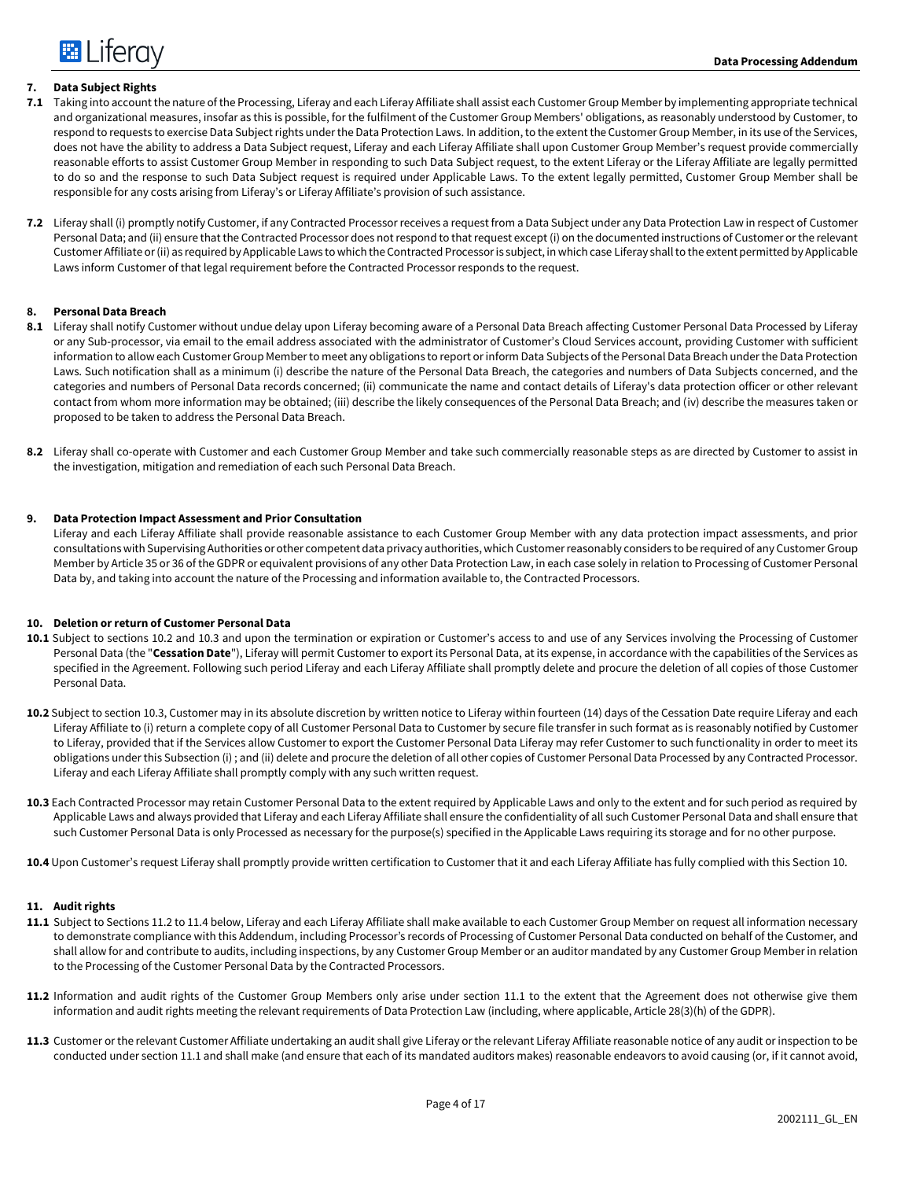## 7. Data Subject Rights

**7.1** Taking into account the nature of the Processing, Liferay and each Liferay Affiliate shall assist each Customer Group Member by implementing appropriate technical and organizational measures, insofar as this is possible, for the fulfilment of the Customer Group Members' obligations, as reasonably understood by Customer, to respond to requests to exercise Data Subject rights under the Data Protection Laws. In addition, to the extent the Customer Group Member, in its use of the Services, does not have the ability to address a Data Subject request, Liferay and each Liferay Affiliate shall upon Customer Group Member's request provide commercially reasonable efforts to assist Customer Group Member in responding to such Data Subject request, to the extent Liferay or the Liferay Affiliate are legally permitted to do so and the response to such Data Subject request is required under Applicable Laws. To the extent legally permitted, Customer Group Member shall be responsible for any costs arising from Liferay's or Liferay Affiliate's provision of such assistance.

**7.2** Liferay shall (i) promptly notify Customer, if any Contracted Processor receives a request from a Data Subject under any Data Protection Law in respect of Customer Personal Data; and (ii) ensure that the Contracted Processor does not respond to that request except (i) on the documented instructions of Customer or the relevant Customer Affiliate or (ii) as required by Applicable Laws to which the Contracted Processor is subject, in which case Liferay shall to the extent permitted by Applicable Laws inform Customer of that legal requirement before the Contracted Processor responds to the request.

## 8. Personal Data Breach

**8.1** Liferay shall notify Customer without undue delay upon Liferay becoming aware of a Personal Data Breach affecting Customer Personal Data Processed by Liferay or any Sub-processor, via email to the email address associated with the administrator of Customer's Cloud Services account, providing Customer with sufficient information to allow each Customer Group Member to meet any obligations to report or inform Data Subjects of the Personal Data Breach under the Data Protection Laws. Such notification shall as a minimum (i) describe the nature of the Personal Data Breach, the categories and numbers of Data Subjects concerned, and the categories and numbers of Personal Data records concerned; (ii) communicate the name and contact details of Liferay's data protection officer or other relevant contact from whom more information may be obtained; (iii) describe the likely consequences of the Personal Data Breach; and (iv) describe the measures taken or proposed to be taken to address the Personal Data Breach.

**8.2** Liferay shall co-operate with Customer and each Customer Group Member and take such commercially reasonable steps as are directed by Customer to assist in the investigation, mitigation and remediation of each such Personal Data Breach.

## 9. Data Protection Impact Assessment and Prior Consultation

Liferay and each Liferay Affiliate shall provide reasonable assistance to each Customer Group Member with any data protection impact assessments, and prior consultations with Supervising Authorities or other competent data privacy authorities, which Customer reasonably considers to be required of any Customer Group Member by Article 35 or 36 of the GDPR or equivalent provisions of any other Data Protection Law, in each case solely in relation to Processing of Customer Personal Data by, and taking into account the nature of the Processing and information available to, the Contracted Processors.

## 10. Deletion or return of Customer Personal Data

**10.1** Subject to sections 10.2 and 10.3 and upon the termination or expiration or Customer's access to and use of any Services involving the Processing of Customer Personal Data (the "**Cessation Date**"), Liferay will permit Customer to export its Personal Data, at its expense, in accordance with the capabilities of the Services as specified in the Agreement. Following such period Liferay and each Liferay Affiliate shall promptly delete and procure the deletion of all copies of those Customer Personal Data.

**10.2** Subject to section 10.3, Customer may in its absolute discretion by written notice to Liferay within fourteen (14) days of the Cessation Date require Liferay and each Liferay Affiliate to (i) return a complete copy of all Customer Personal Data to Customer by secure file transfer in such format as is reasonably notified by Customer to Liferay, provided that if the Services allow Customer to export the Customer Personal Data Liferay may refer Customer to such functionality in order to meet its obligations under this Subsection (i) ; and (ii) delete and procure the deletion of all other copies of Customer Personal Data Processed by any Contracted Processor. Liferay and each Liferay Affiliate shall promptly comply with any such written request.

**10.3** Each Contracted Processor may retain Customer Personal Data to the extent required by Applicable Laws and only to the extent and for such period as required by Applicable Laws and always provided that Liferay and each Liferay Affiliate shall ensure the confidentiality of all such Customer Personal Data and shall ensure that such Customer Personal Data is only Processed as necessary for the purpose(s) specified in the Applicable Laws requiring its storage and for no other purpose.

**10.4** Upon Customer's request Liferay shall promptly provide written certification to Customer that it and each Liferay Affiliate has fully complied with this Section 10.

## 11. Audit rights

**11.1** Subject to Sections 11.2 to 11.4 below, Liferay and each Liferay Affiliate shall make available to each Customer Group Member on request all information necessary to demonstrate compliance with this Addendum, including Processor's records of Processing of Customer Personal Data conducted on behalf of the Customer, and shall allow for and contribute to audits, including inspections, by any Customer Group Member or an auditor mandated by any Customer Group Member in relation to the Processing of the Customer Personal Data by the Contracted Processors.

**11.2** Information and audit rights of the Customer Group Members only arise under section 11.1 to the extent that the Agreement does not otherwise give them information and audit rights meeting the relevant requirements of Data Protection Law (including, where applicable, Article 28(3)(h) of the GDPR).

**11.3** Customer or the relevant Customer Affiliate undertaking an audit shall give Liferay or the relevant Liferay Affiliate reasonable notice of any audit or inspection to be conducted under section 11.1 and shall make (and ensure that each of its mandated auditors makes) reasonable endeavors to avoid causing (or, if it cannot avoid,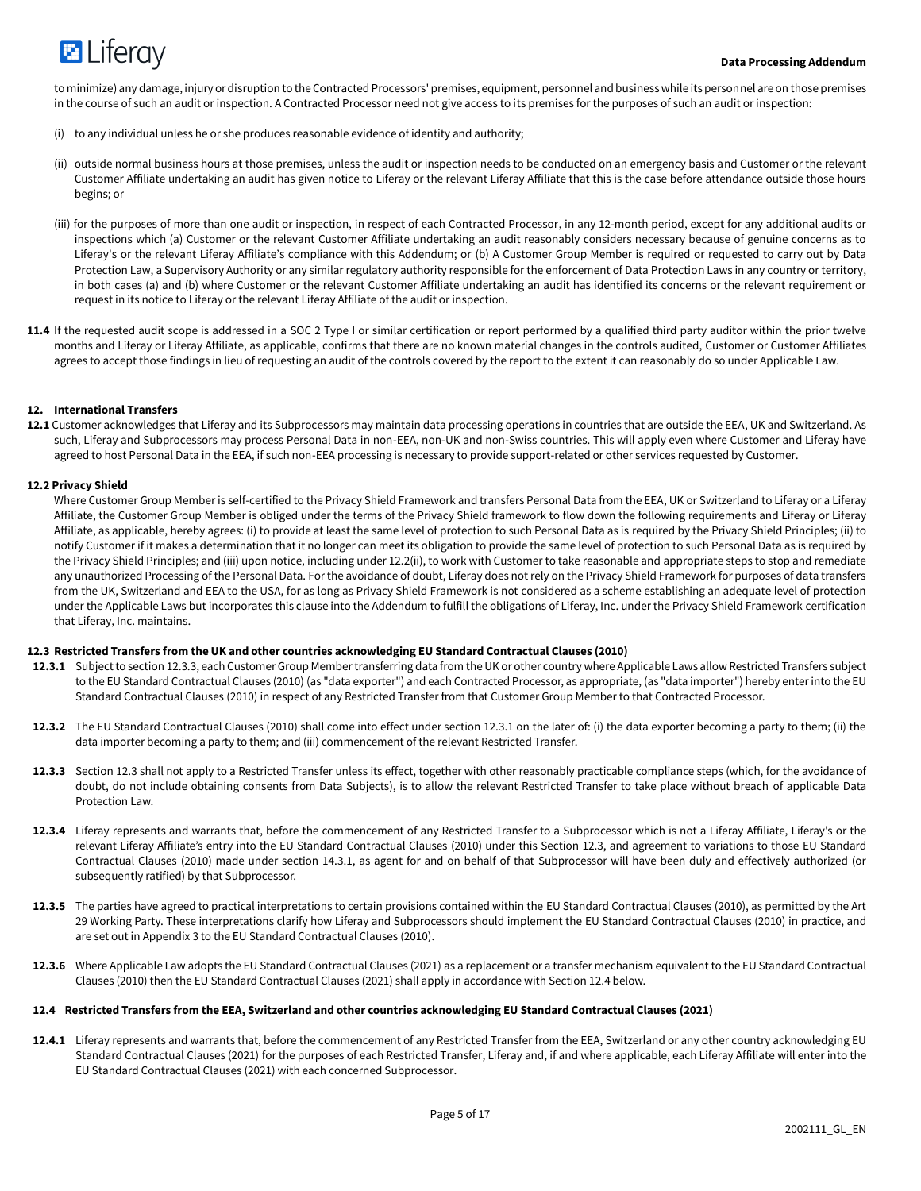to minimize) any damage, injury or disruption to the Contracted Processors' premises, equipment, personnel and business while its personnel are on those premises in the course of such an audit or inspection. A Contracted Processor need not give access to its premises for the purposes of such an audit or inspection:

(i) to any individual unless he or she produces reasonable evidence of identity and authority;

(ii) outside normal business hours at those premises, unless the audit or inspection needs to be conducted on an emergency basis and Customer or the relevant Customer Affiliate undertaking an audit has given notice to Liferay or the relevant Liferay Affiliate that this is the case before attendance outside those hours begins; or

(iii) for the purposes of more than one audit or inspection, in respect of each Contracted Processor, in any 12-month period, except for any additional audits or inspections which (a) Customer or the relevant Customer Affiliate undertaking an audit reasonably considers necessary because of genuine concerns as to Liferay's or the relevant Liferay Affiliate's compliance with this Addendum; or (b) A Customer Group Member is required or requested to carry out by Data Protection Law, a Supervisory Authority or any similar regulatory authority responsible for the enforcement of Data Protection Laws in any country or territory, in both cases (a) and (b) where Customer or the relevant Customer Affiliate undertaking an audit has identified its concerns or the relevant requirement or request in its notice to Liferay or the relevant Liferay Affiliate of the audit or inspection.

**11.4** If the requested audit scope is addressed in a SOC 2 Type I or similar certification or report performed by a qualified third party auditor within the prior twelve months and Liferay or Liferay Affiliate, as applicable, confirms that there are no known material changes in the controls audited, Customer or Customer Affiliates agrees to accept those findings in lieu of requesting an audit of the controls covered by the report to the extent it can reasonably do so under Applicable Law.

## 12. International Transfers

**12.1** Customer acknowledges that Liferay and its Subprocessors may maintain data processing operations in countries that are outside the EEA, UK and Switzerland. As such, Liferay and Subprocessors may process Personal Data in non-EEA, non-UK and non-Swiss countries. This will apply even where Customer and Liferay have agreed to host Personal Data in the EEA, if such non-EEA processing is necessary to provide support-related or other services requested by Customer.

**12.2 Privacy Shield**

Where Customer Group Member is self-certified to the Privacy Shield Framework and transfers Personal Data from the EEA, UK or Switzerland to Liferay or a Liferay Affiliate, the Customer Group Member is obliged under the terms of the Privacy Shield framework to flow down the following requirements and Liferay or Liferay Affiliate, as applicable, hereby agrees: (i) to provide at least the same level of protection to such Personal Data as is required by the Privacy Shield Principles; (ii) to notify Customer if it makes a determination that it no longer can meet its obligation to provide the same level of protection to such Personal Data as is required by the Privacy Shield Principles; and (iii) upon notice, including under 12.2(ii), to work with Customer to take reasonable and appropriate steps to stop and remediate any unauthorized Processing of the Personal Data. For the avoidance of doubt, Liferay does not rely on the Privacy Shield Framework for purposes of data transfers from the UK, Switzerland and EEA to the USA, for as long as Privacy Shield Framework is not considered as a scheme establishing an adequate level of protection under the Applicable Laws but incorporates this clause into the Addendum to fulfill the obligations of Liferay, Inc. under the Privacy Shield Framework certification that Liferay, Inc. maintains.

**12.3 Restricted Transfers from the UK and other countries acknowledging EU Standard Contractual Clauses (2010)**

**12.3.1** Subject to section 12.3.3, each Customer Group Member transferring data from the UK or other country where Applicable Laws allow Restricted Transfers subject to the EU Standard Contractual Clauses (2010) (as "data exporter") and each Contracted Processor, as appropriate, (as "data importer") hereby enter into the EU Standard Contractual Clauses (2010) in respect of any Restricted Transfer from that Customer Group Member to that Contracted Processor.

**12.3.2** The EU Standard Contractual Clauses (2010) shall come into effect under section 12.3.1 on the later of: (i) the data exporter becoming a party to them; (ii) the data importer becoming a party to them; and (iii) commencement of the relevant Restricted Transfer.

**12.3.3** Section 12.3 shall not apply to a Restricted Transfer unless its effect, together with other reasonably practicable compliance steps (which, for the avoidance of doubt, do not include obtaining consents from Data Subjects), is to allow the relevant Restricted Transfer to take place without breach of applicable Data Protection Law.

**12.3.4** Liferay represents and warrants that, before the commencement of any Restricted Transfer to a Subprocessor which is not a Liferay Affiliate, Liferay's or the relevant Liferay Affiliate's entry into the EU Standard Contractual Clauses (2010) under this Section 12.3, and agreement to variations to those EU Standard Contractual Clauses (2010) made under section 14.3.1, as agent for and on behalf of that Subprocessor will have been duly and effectively authorized (or subsequently ratified) by that Subprocessor.

**12.3.5** The parties have agreed to practical interpretations to certain provisions contained within the EU Standard Contractual Clauses (2010), as permitted by the Art 29 Working Party. These interpretations clarify how Liferay and Subprocessors should implement the EU Standard Contractual Clauses (2010) in practice, and are set out in Appendix 3 to the EU Standard Contractual Clauses (2010).

**12.3.6** Where Applicable Law adopts the EU Standard Contractual Clauses (2021) as a replacement or a transfer mechanism equivalent to the EU Standard Contractual Clauses (2010) then the EU Standard Contractual Clauses (2021) shall apply in accordance with Section 12.4 below.

**12.4 Restricted Transfers from the EEA, Switzerland and other countries acknowledging EU Standard Contractual Clauses (2021)**

**12.4.1** Liferay represents and warrants that, before the commencement of any Restricted Transfer from the EEA, Switzerland or any other country acknowledging EU Standard Contractual Clauses (2021) for the purposes of each Restricted Transfer, Liferay and, if and where applicable, each Liferay Affiliate will enter into the EU Standard Contractual Clauses (2021) with each concerned Subprocessor.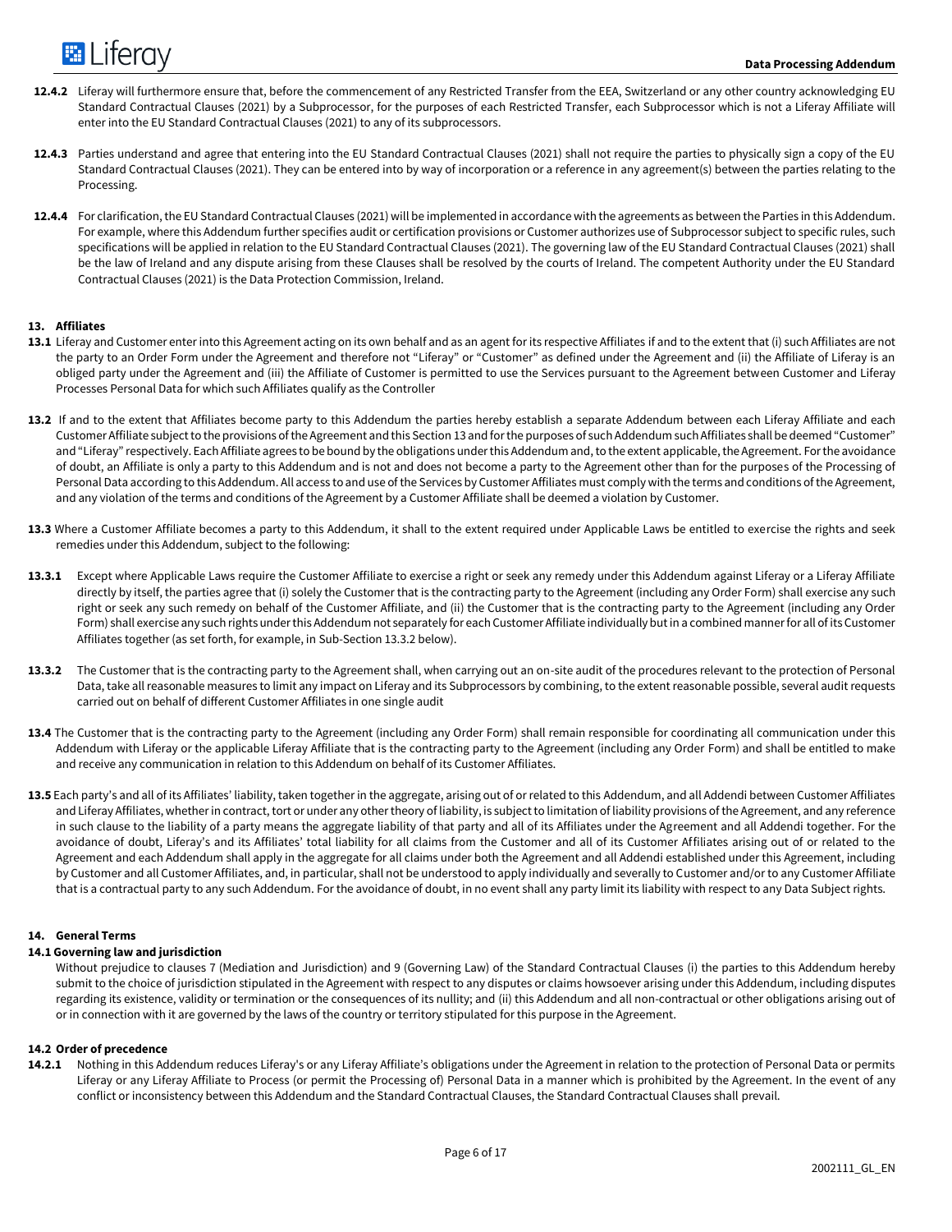**12.4.2** Liferay will furthermore ensure that, before the commencement of any Restricted Transfer from the EEA, Switzerland or any other country acknowledging EU Standard Contractual Clauses (2021) by a Subprocessor, for the purposes of each Restricted Transfer, each Subprocessor which is not a Liferay Affiliate will enter into the EU Standard Contractual Clauses (2021) to any of its subprocessors.

**12.4.3** Parties understand and agree that entering into the EU Standard Contractual Clauses (2021) shall not require the parties to physically sign a copy of the EU Standard Contractual Clauses (2021). They can be entered into by way of incorporation or a reference in any agreement(s) between the parties relating to the Processing.

**12.4.4** For clarification, the EU Standard Contractual Clauses (2021) will be implemented in accordance with the agreements as between the Parties in this Addendum. For example, where this Addendum further specifies audit or certification provisions or Customer authorizes use of Subprocessor subject to specific rules, such specifications will be applied in relation to the EU Standard Contractual Clauses (2021). The governing law of the EU Standard Contractual Clauses (2021) shall be the law of Ireland and any dispute arising from these Clauses shall be resolved by the courts of Ireland. The competent Authority under the EU Standard Contractual Clauses (2021) is the Data Protection Commission, Ireland.

## 13. Affiliates

**13.1** Liferay and Customer enter into this Agreement acting on its own behalf and as an agent for its respective Affiliates if and to the extent that (i) such Affiliates are not the party to an Order Form under the Agreement and therefore not "Liferay" or "Customer" as defined under the Agreement and (ii) the Affiliate of Liferay is an obliged party under the Agreement and (iii) the Affiliate of Customer is permitted to use the Services pursuant to the Agreement between Customer and Liferay Processes Personal Data for which such Affiliates qualify as the Controller

**13.2** If and to the extent that Affiliates become party to this Addendum the parties hereby establish a separate Addendum between each Liferay Affiliate and each Customer Affiliate subject to the provisions of the Agreement and this Section 13 and for the purposes of such Addendum such Affiliates shall be deemed "Customer" and "Liferay" respectively. Each Affiliate agrees to be bound by the obligations under this Addendum and, to the extent applicable, the Agreement. For the avoidance of doubt, an Affiliate is only a party to this Addendum and is not and does not become a party to the Agreement other than for the purposes of the Processing of Personal Data according to this Addendum. All access to and use of the Services by Customer Affiliates must comply with the terms and conditions of the Agreement, and any violation of the terms and conditions of the Agreement by a Customer Affiliate shall be deemed a violation by Customer.

**13.3** Where a Customer Affiliate becomes a party to this Addendum, it shall to the extent required under Applicable Laws be entitled to exercise the rights and seek remedies under this Addendum, subject to the following:

**13.3.1** Except where Applicable Laws require the Customer Affiliate to exercise a right or seek any remedy under this Addendum against Liferay or a Liferay Affiliate directly by itself, the parties agree that (i) solely the Customer that is the contracting party to the Agreement (including any Order Form) shall exercise any such right or seek any such remedy on behalf of the Customer Affiliate, and (ii) the Customer that is the contracting party to the Agreement (including any Order Form) shall exercise any such rights under this Addendum not separately for each Customer Affiliate individually but in a combined manner for all of its Customer Affiliates together (as set forth, for example, in Sub-Section 13.3.2 below).

**13.3.2** The Customer that is the contracting party to the Agreement shall, when carrying out an on-site audit of the procedures relevant to the protection of Personal Data, take all reasonable measures to limit any impact on Liferay and its Subprocessors by combining, to the extent reasonable possible, several audit requests carried out on behalf of different Customer Affiliates in one single audit

**13.4** The Customer that is the contracting party to the Agreement (including any Order Form) shall remain responsible for coordinating all communication under this Addendum with Liferay or the applicable Liferay Affiliate that is the contracting party to the Agreement (including any Order Form) and shall be entitled to make and receive any communication in relation to this Addendum on behalf of its Customer Affiliates.

**13.5** Each party's and all of its Affiliates' liability, taken together in the aggregate, arising out of or related to this Addendum, and all Addendi between Customer Affiliates and Liferay Affiliates, whether in contract, tort or under any other theory of liability, is subject to limitation of liability provisions of the Agreement, and any reference in such clause to the liability of a party means the aggregate liability of that party and all of its Affiliates under the Agreement and all Addendi together. For the avoidance of doubt, Liferay's and its Affiliates' total liability for all claims from the Customer and all of its Customer Affiliates arising out of or related to the Agreement and each Addendum shall apply in the aggregate for all claims under both the Agreement and all Addendi established under this Agreement, including by Customer and all Customer Affiliates, and, in particular, shall not be understood to apply individually and severally to Customer and/or to any Customer Affiliate that is a contractual party to any such Addendum. For the avoidance of doubt, in no event shall any party limit its liability with respect to any Data Subject rights.

## 14. General Terms

### 14.1 Governing law and jurisdiction

Without prejudice to clauses 7 (Mediation and Jurisdiction) and 9 (Governing Law) of the Standard Contractual Clauses (i) the parties to this Addendum hereby submit to the choice of jurisdiction stipulated in the Agreement with respect to any disputes or claims howsoever arising under this Addendum, including disputes regarding its existence, validity or termination or the consequences of its nullity; and (ii) this Addendum and all non-contractual or other obligations arising out of or in connection with it are governed by the laws of the country or territory stipulated for this purpose in the Agreement.

### 14.2 Order of precedence

**14.2.1** Nothing in this Addendum reduces Liferay's or any Liferay Affiliate's obligations under the Agreement in relation to the protection of Personal Data or permits Liferay or any Liferay Affiliate to Process (or permit the Processing of) Personal Data in a manner which is prohibited by the Agreement. In the event of any conflict or inconsistency between this Addendum and the Standard Contractual Clauses, the Standard Contractual Clauses shall prevail.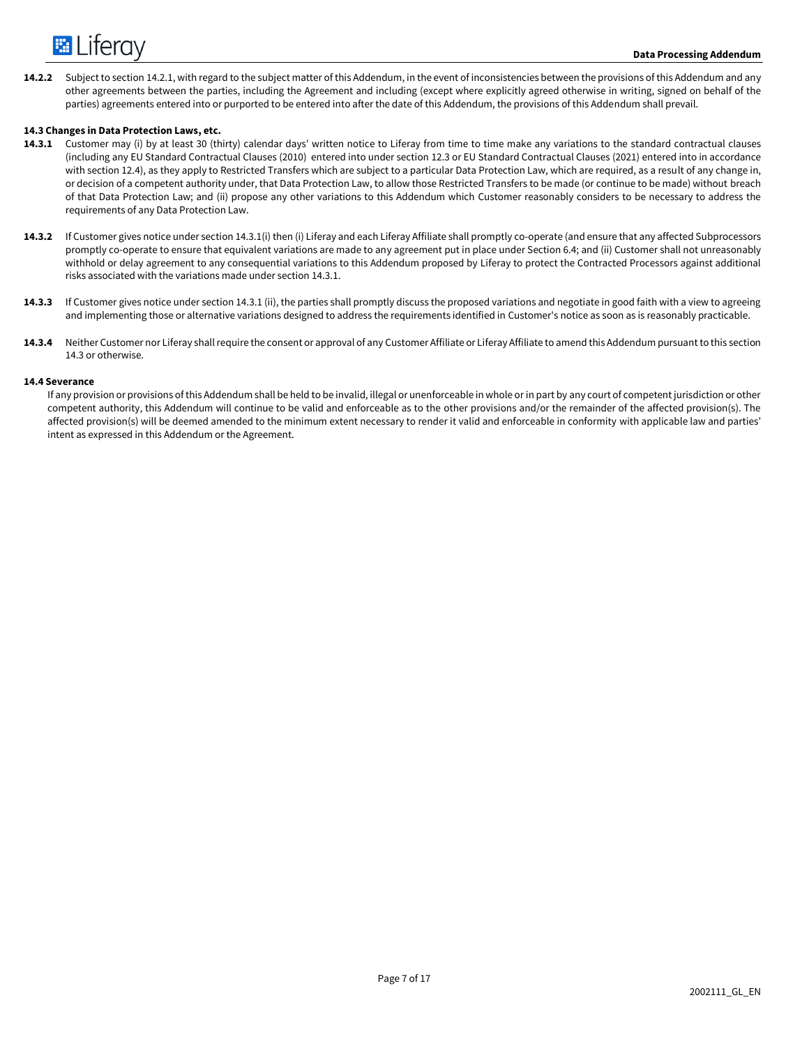**14.2.2** Subject to section 14.2.1, with regard to the subject matter of this Addendum, in the event of inconsistencies between the provisions of this Addendum and any other agreements between the parties, including the Agreement and including (except where explicitly agreed otherwise in writing, signed on behalf of the parties) agreements entered into or purported to be entered into after the date of this Addendum, the provisions of this Addendum shall prevail.

**14.3 Changes in Data Protection Laws, etc.**

**14.3.1** Customer may (i) by at least 30 (thirty) calendar days' written notice to Liferay from time to time make any variations to the standard contractual clauses (including any EU Standard Contractual Clauses (2010) entered into under section 12.3 or EU Standard Contractual Clauses (2021) entered into in accordance with section 12.4), as they apply to Restricted Transfers which are subject to a particular Data Protection Law, which are required, as a result of any change in, or decision of a competent authority under, that Data Protection Law, to allow those Restricted Transfers to be made (or continue to be made) without breach of that Data Protection Law; and (ii) propose any other variations to this Addendum which Customer reasonably considers to be necessary to address the requirements of any Data Protection Law.

**14.3.2** If Customer gives notice under section 14.3.1(i) then (i) Liferay and each Liferay Affiliate shall promptly co-operate (and ensure that any affected Subprocessors promptly co-operate to ensure that equivalent variations are made to any agreement put in place under Section 6.4; and (ii) Customer shall not unreasonably withhold or delay agreement to any consequential variations to this Addendum proposed by Liferay to protect the Contracted Processors against additional risks associated with the variations made under section 14.3.1.

**14.3.3** If Customer gives notice under section 14.3.1 (ii), the parties shall promptly discuss the proposed variations and negotiate in good faith with a view to agreeing and implementing those or alternative variations designed to address the requirements identified in Customer's notice as soon as is reasonably practicable.

**14.3.4** Neither Customer nor Liferay shall require the consent or approval of any Customer Affiliate or Liferay Affiliate to amend this Addendum pursuant to this section 14.3 or otherwise.

**14.4 Severance**

If any provision or provisions of this Addendum shall be held to be invalid, illegal or unenforceable in whole or in part by any court of competent jurisdiction or other competent authority, this Addendum will continue to be valid and enforceable as to the other provisions and/or the remainder of the affected provision(s). The affected provision(s) will be deemed amended to the minimum extent necessary to render it valid and enforceable in conformity with applicable law and parties' intent as expressed in this Addendum or the Agreement.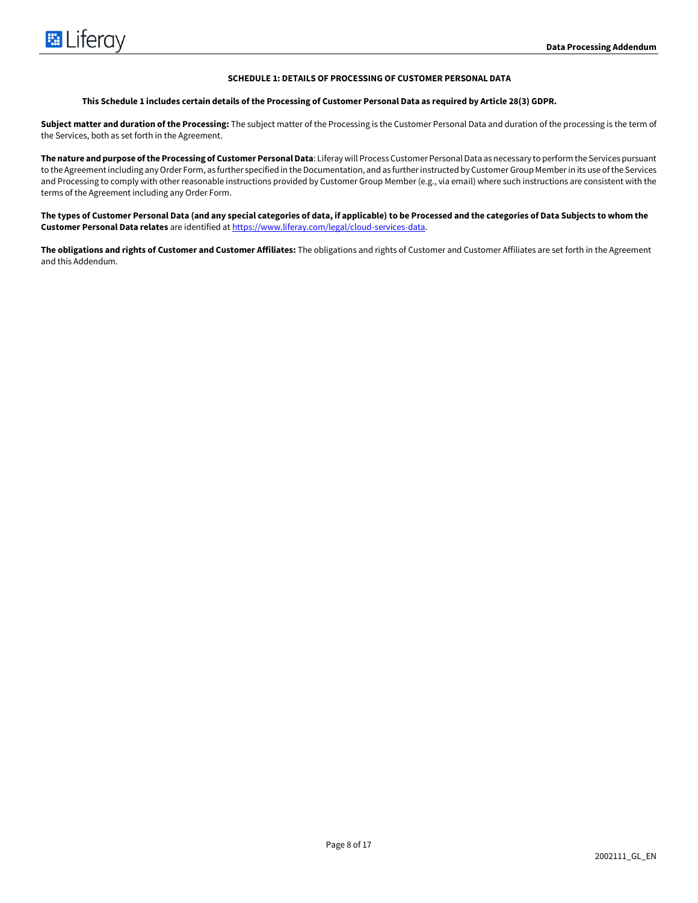## SCHEDULE 1: DETAILS OF PROCESSING OF CUSTOMER PERSONAL DATA

**This Schedule 1 includes certain details of the Processing of Customer Personal Data as required by Article 28(3) GDPR.**

**Subject matter and duration of the Processing:** The subject matter of the Processing is the Customer Personal Data and duration of the processing is the term of the Services, both as set forth in the Agreement.

**The nature and purpose of the Processing of Customer Personal Data**: Liferay will Process Customer Personal Data as necessary to perform the Services pursuant to the Agreement including any Order Form, as further specified in the Documentation, and as further instructed by Customer Group Member in its use of the Services and Processing to comply with other reasonable instructions provided by Customer Group Member (e.g., via email) where such instructions are consistent with the terms of the Agreement including any Order Form.

**The types of Customer Personal Data (and any special categories of data, if applicable) to be Processed and the categories of Data Subjects to whom the Customer Personal Data relates** are identified at [https://www.liferay.com/legal/cloud-services-data](https://www.liferay.com/legal/cloud-services-data).

**The obligations and rights of Customer and Customer Affiliates:** The obligations and rights of Customer and Customer Affiliates are set forth in the Agreement and this Addendum.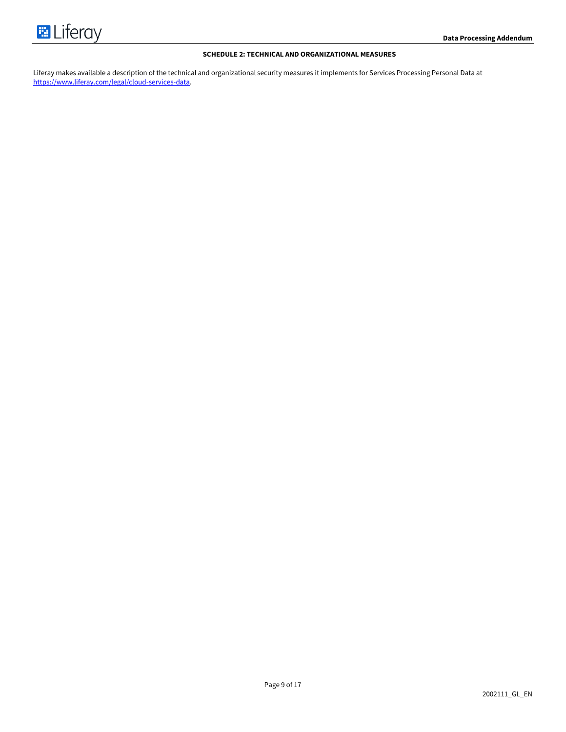## SCHEDULE 2: TECHNICAL AND ORGANIZATIONAL MEASURES

Liferay makes available a description of the technical and organizational security measures it implements for Services Processing Personal Data at https://www.liferay.com/legal/cloud-services-data.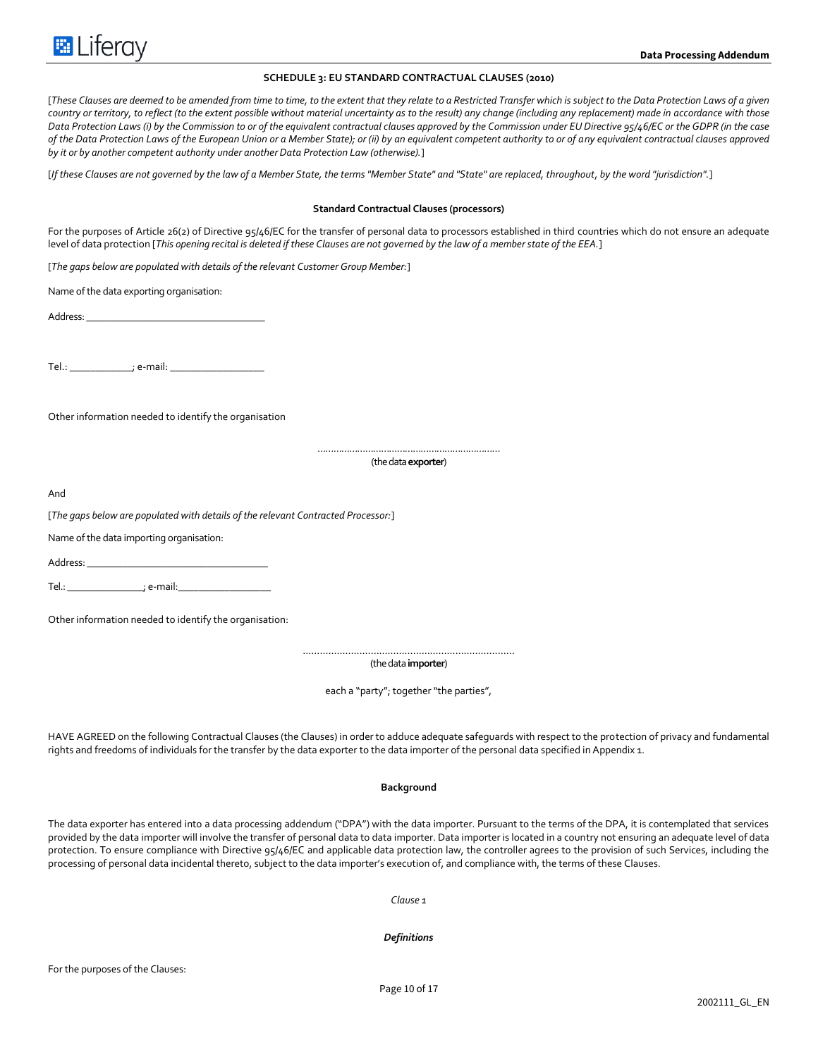### SCHEDULE 3: EU STANDARD CONTRACTUAL CLAUSES (2010)

[*These Clauses are deemed to be amended from time to time, to the extent that they relate to a Restricted Transfer which is subject to the Data Protection Laws of a given country or territory, to reflect (to the extent possible without material uncertainty as to the result) any change (including any replacement) made in accordance with those Data Protection Laws (i) by the Commission to or of the equivalent contractual clauses approved by the Commission under EU Directive 95/46/EC or the GDPR (in the case of the Data Protection Laws of the European Union or a Member State); or (ii) by an equivalent competent authority to or of any equivalent contractual clauses approved by it or by another competent authority under another Data Protection Law (otherwise).*]

[*If these Clauses are not governed by the law of a Member State, the terms "Member State" and "State" are replaced, throughout, by the word "jurisdiction".*]

**Standard Contractual Clauses (processors)**

For the purposes of Article 26(2) of Directive 95/46/EC for the transfer of personal data to processors established in third countries which do not ensure an adequate level of data protection [*This opening recital is deleted if these Clauses are not governed by the law of a member state of the EEA.*]

[*The gaps below are populated with details of the relevant Customer Group Member:*]

Name of the data exporting organisation:

Address: ___________________________________

Tel.: ____________; e-mail: __________________

Other information needed to identify the organisation

………………………………………………………….

(the data **exporter**)

And

[*The gaps below are populated with details of the relevant Contracted Processor:*]

Name of the data importing organisation:

Address: ___________________________________

Tel.: ______________; e-mail:__________________

Other information needed to identify the organisation:

…………………………………………………………………

(the data **importer**)

each a "party"; together "the parties",

HAVE AGREED on the following Contractual Clauses (the Clauses) in order to adduce adequate safeguards with respect to the protection of privacy and fundamental rights and freedoms of individuals for the transfer by the data exporter to the data importer of the personal data specified in Appendix 1.

**Background**

The data exporter has entered into a data processing addendum ("DPA") with the data importer. Pursuant to the terms of the DPA, it is contemplated that services provided by the data importer will involve the transfer of personal data to data importer. Data importer is located in a country not ensuring an adequate level of data protection. To ensure compliance with Directive 95/46/EC and applicable data protection law, the controller agrees to the provision of such Services, including the processing of personal data incidental thereto, subject to the data importer's execution of, and compliance with, the terms of these Clauses.

*Clause 1*

***Definitions***

For the purposes of the Clauses: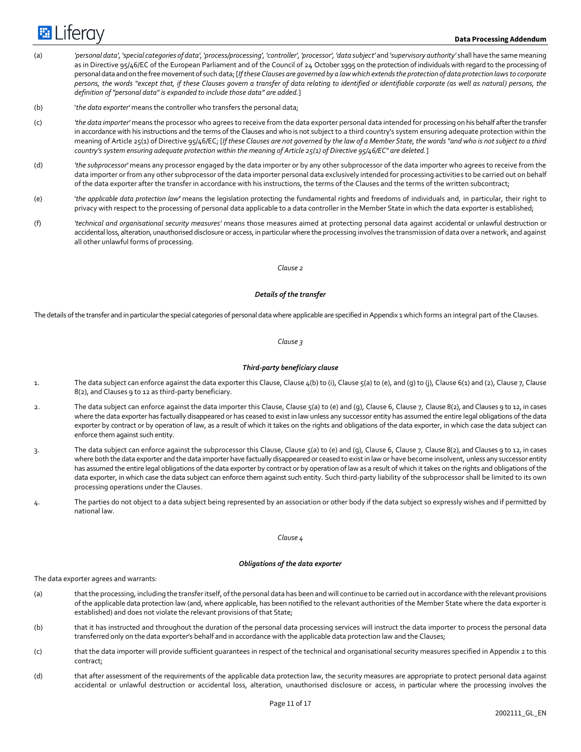(a) *'personal data'*, *'special categories of data'*, *'process/processing'*, *'controller'*, *'processor'*, *'data subject'* and *'supervisory authority'* shall have the same meaning as in Directive 95/46/EC of the European Parliament and of the Council of 24 October 1995 on the protection of individuals with regard to the processing of personal data and on the free movement of such data; [*If these Clauses are governed by a law which extends the protection of data protection laws to corporate persons, the words "except that, if these Clauses govern a transfer of data relating to identified or identifiable corporate (as well as natural) persons, the definition of "personal data" is expanded to include those data" are added.*]

(b) '*the data exporter*' means the controller who transfers the personal data;

(c) *'the data importer'* means the processor who agrees to receive from the data exporter personal data intended for processing on his behalf after the transfer in accordance with his instructions and the terms of the Clauses and who is not subject to a third country's system ensuring adequate protection within the meaning of Article 25(1) of Directive 95/46/EC; [*If these Clauses are not governed by the law of a Member State, the words "and who is not subject to a third country's system ensuring adequate protection within the meaning of Article 25(1) of Directive 95/46/EC" are deleted.*]

(d) *'the subprocessor'* means any processor engaged by the data importer or by any other subprocessor of the data importer who agrees to receive from the data importer or from any other subprocessor of the data importer personal data exclusively intended for processing activities to be carried out on behalf of the data exporter after the transfer in accordance with his instructions, the terms of the Clauses and the terms of the written subcontract;

(e) '*the applicable data protection law'* means the legislation protecting the fundamental rights and freedoms of individuals and, in particular, their right to privacy with respect to the processing of personal data applicable to a data controller in the Member State in which the data exporter is established;

(f) *'technical and organisational security measures'* means those measures aimed at protecting personal data against accidental or unlawful destruction or accidental loss, alteration, unauthorised disclosure or access, in particular where the processing involves the transmission of data over a network, and against all other unlawful forms of processing.

*Clause 2*

***Details of the transfer***

The details of the transfer and in particular the special categories of personal data where applicable are specified in Appendix 1 which forms an integral part of the Clauses.

*Clause 3*

***Third-party beneficiary clause***

1. The data subject can enforce against the data exporter this Clause, Clause 4(b) to (i), Clause 5(a) to (e), and (g) to (j), Clause 6(1) and (2), Clause 7, Clause 8(2), and Clauses 9 to 12 as third-party beneficiary.

2. The data subject can enforce against the data importer this Clause, Clause 5(a) to (e) and (g), Clause 6, Clause 7, Clause 8(2), and Clauses 9 to 12, in cases where the data exporter has factually disappeared or has ceased to exist in law unless any successor entity has assumed the entire legal obligations of the data exporter by contract or by operation of law, as a result of which it takes on the rights and obligations of the data exporter, in which case the data subject can enforce them against such entity.

3. The data subject can enforce against the subprocessor this Clause, Clause 5(a) to (e) and (g), Clause 6, Clause 7, Clause 8(2), and Clauses 9 to 12, in cases where both the data exporter and the data importer have factually disappeared or ceased to exist in law or have become insolvent, unless any successor entity has assumed the entire legal obligations of the data exporter by contract or by operation of law as a result of which it takes on the rights and obligations of the data exporter, in which case the data subject can enforce them against such entity. Such third-party liability of the subprocessor shall be limited to its own processing operations under the Clauses.

4. The parties do not object to a data subject being represented by an association or other body if the data subject so expressly wishes and if permitted by national law.

*Clause 4*

***Obligations of the data exporter***

The data exporter agrees and warrants:

(a) that the processing, including the transfer itself, of the personal data has been and will continue to be carried out in accordance with the relevant provisions of the applicable data protection law (and, where applicable, has been notified to the relevant authorities of the Member State where the data exporter is established) and does not violate the relevant provisions of that State;

(b) that it has instructed and throughout the duration of the personal data processing services will instruct the data importer to process the personal data transferred only on the data exporter's behalf and in accordance with the applicable data protection law and the Clauses;

(c) that the data importer will provide sufficient guarantees in respect of the technical and organisational security measures specified in Appendix 2 to this contract;

(d) that after assessment of the requirements of the applicable data protection law, the security measures are appropriate to protect personal data against accidental or unlawful destruction or accidental loss, alteration, unauthorised disclosure or access, in particular where the processing involves the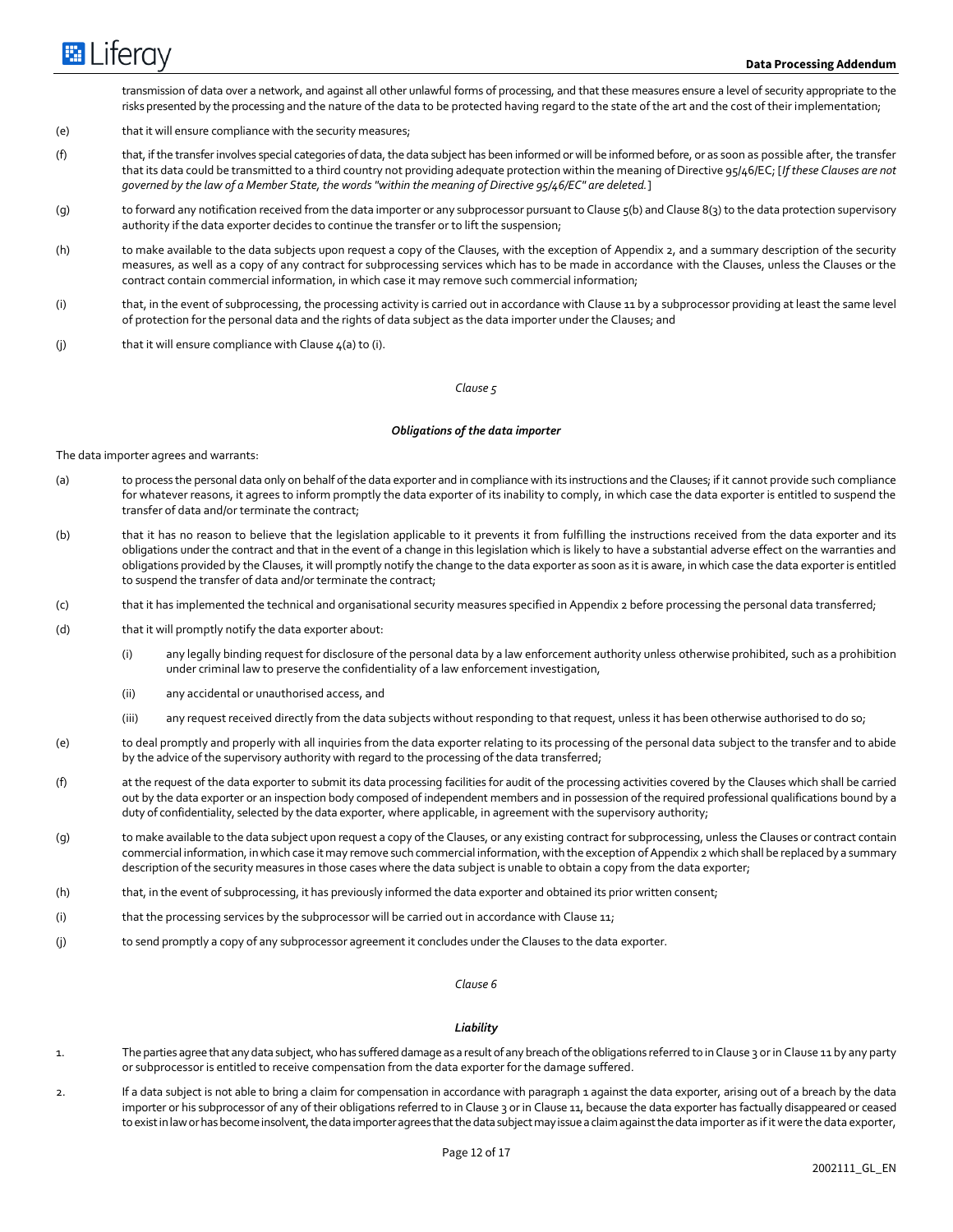transmission of data over a network, and against all other unlawful forms of processing, and that these measures ensure a level of security appropriate to the risks presented by the processing and the nature of the data to be protected having regard to the state of the art and the cost of their implementation;

(e) that it will ensure compliance with the security measures;

(f) that, if the transfer involves special categories of data, the data subject has been informed or will be informed before, or as soon as possible after, the transfer that its data could be transmitted to a third country not providing adequate protection within the meaning of Directive 95/46/EC; [*If these Clauses are not governed by the law of a Member State, the words "within the meaning of Directive 95/46/EC" are deleted.*]

(g) to forward any notification received from the data importer or any subprocessor pursuant to Clause 5(b) and Clause 8(3) to the data protection supervisory authority if the data exporter decides to continue the transfer or to lift the suspension;

(h) to make available to the data subjects upon request a copy of the Clauses, with the exception of Appendix 2, and a summary description of the security measures, as well as a copy of any contract for subprocessing services which has to be made in accordance with the Clauses, unless the Clauses or the contract contain commercial information, in which case it may remove such commercial information;

(i) that, in the event of subprocessing, the processing activity is carried out in accordance with Clause 11 by a subprocessor providing at least the same level of protection for the personal data and the rights of data subject as the data importer under the Clauses; and

(j) that it will ensure compliance with Clause 4(a) to (i).

*Clause 5*

***Obligations of the data importer***

The data importer agrees and warrants:

(a) to process the personal data only on behalf of the data exporter and in compliance with its instructions and the Clauses; if it cannot provide such compliance for whatever reasons, it agrees to inform promptly the data exporter of its inability to comply, in which case the data exporter is entitled to suspend the transfer of data and/or terminate the contract;

(b) that it has no reason to believe that the legislation applicable to it prevents it from fulfilling the instructions received from the data exporter and its obligations under the contract and that in the event of a change in this legislation which is likely to have a substantial adverse effect on the warranties and obligations provided by the Clauses, it will promptly notify the change to the data exporter as soon as it is aware, in which case the data exporter is entitled to suspend the transfer of data and/or terminate the contract;

(c) that it has implemented the technical and organisational security measures specified in Appendix 2 before processing the personal data transferred;

(d) that it will promptly notify the data exporter about:

   (i) any legally binding request for disclosure of the personal data by a law enforcement authority unless otherwise prohibited, such as a prohibition under criminal law to preserve the confidentiality of a law enforcement investigation,

   (ii) any accidental or unauthorised access, and

   (iii) any request received directly from the data subjects without responding to that request, unless it has been otherwise authorised to do so;

(e) to deal promptly and properly with all inquiries from the data exporter relating to its processing of the personal data subject to the transfer and to abide by the advice of the supervisory authority with regard to the processing of the data transferred;

(f) at the request of the data exporter to submit its data processing facilities for audit of the processing activities covered by the Clauses which shall be carried out by the data exporter or an inspection body composed of independent members and in possession of the required professional qualifications bound by a duty of confidentiality, selected by the data exporter, where applicable, in agreement with the supervisory authority;

(g) to make available to the data subject upon request a copy of the Clauses, or any existing contract for subprocessing, unless the Clauses or contract contain commercial information, in which case it may remove such commercial information, with the exception of Appendix 2 which shall be replaced by a summary description of the security measures in those cases where the data subject is unable to obtain a copy from the data exporter;

(h) that, in the event of subprocessing, it has previously informed the data exporter and obtained its prior written consent;

(i) that the processing services by the subprocessor will be carried out in accordance with Clause 11;

(j) to send promptly a copy of any subprocessor agreement it concludes under the Clauses to the data exporter.

*Clause 6*

***Liability***

1. The parties agree that any data subject, who has suffered damage as a result of any breach of the obligations referred to in Clause 3 or in Clause 11 by any party or subprocessor is entitled to receive compensation from the data exporter for the damage suffered.

2. If a data subject is not able to bring a claim for compensation in accordance with paragraph 1 against the data exporter, arising out of a breach by the data importer or his subprocessor of any of their obligations referred to in Clause 3 or in Clause 11, because the data exporter has factually disappeared or ceased to exist in law or has become insolvent, the data importer agrees that the data subject may issue a claim against the data importer as if it were the data exporter,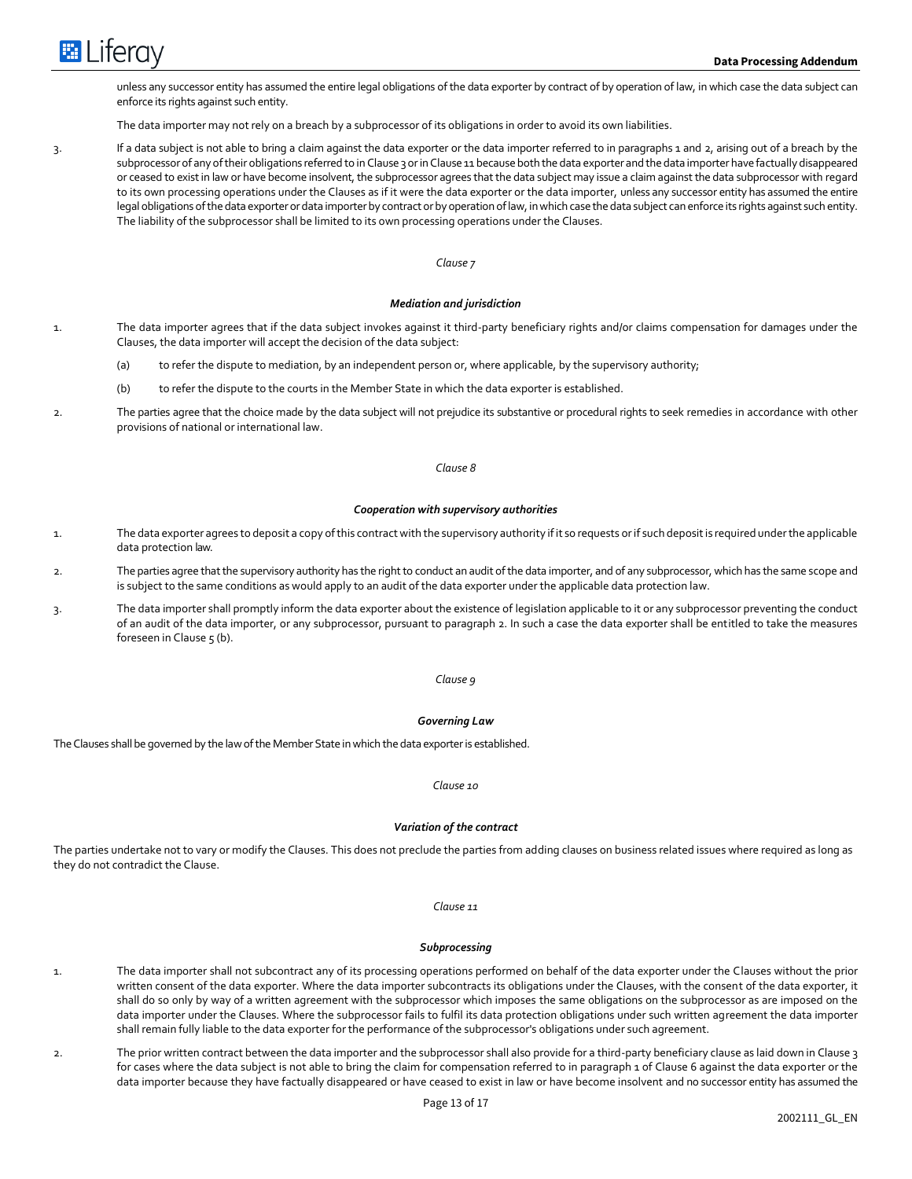unless any successor entity has assumed the entire legal obligations of the data exporter by contract of by operation of law, in which case the data subject can enforce its rights against such entity.

The data importer may not rely on a breach by a subprocessor of its obligations in order to avoid its own liabilities.

3. If a data subject is not able to bring a claim against the data exporter or the data importer referred to in paragraphs 1 and 2, arising out of a breach by the subprocessor of any of their obligations referred to in Clause 3 or in Clause 11 because both the data exporter and the data importer have factually disappeared or ceased to exist in law or have become insolvent, the subprocessor agrees that the data subject may issue a claim against the data subprocessor with regard to its own processing operations under the Clauses as if it were the data exporter or the data importer, unless any successor entity has assumed the entire legal obligations of the data exporter or data importer by contract or by operation of law, in which case the data subject can enforce its rights against such entity. The liability of the subprocessor shall be limited to its own processing operations under the Clauses.

*Clause 7*

***Mediation and jurisdiction***

1. The data importer agrees that if the data subject invokes against it third-party beneficiary rights and/or claims compensation for damages under the Clauses, the data importer will accept the decision of the data subject:

   (a) to refer the dispute to mediation, by an independent person or, where applicable, by the supervisory authority;

   (b) to refer the dispute to the courts in the Member State in which the data exporter is established.

2. The parties agree that the choice made by the data subject will not prejudice its substantive or procedural rights to seek remedies in accordance with other provisions of national or international law.

*Clause 8*

***Cooperation with supervisory authorities***

1. The data exporter agrees to deposit a copy of this contract with the supervisory authority if it so requests or if such deposit is required under the applicable data protection law.

2. The parties agree that the supervisory authority has the right to conduct an audit of the data importer, and of any subprocessor, which has the same scope and is subject to the same conditions as would apply to an audit of the data exporter under the applicable data protection law.

3. The data importer shall promptly inform the data exporter about the existence of legislation applicable to it or any subprocessor preventing the conduct of an audit of the data importer, or any subprocessor, pursuant to paragraph 2. In such a case the data exporter shall be entitled to take the measures foreseen in Clause 5 (b).

*Clause 9*

***Governing Law***

The Clauses shall be governed by the law of the Member State in which the data exporter is established.

*Clause 10*

***Variation of the contract***

The parties undertake not to vary or modify the Clauses. This does not preclude the parties from adding clauses on business related issues where required as long as they do not contradict the Clause.

*Clause 11*

***Subprocessing***

1. The data importer shall not subcontract any of its processing operations performed on behalf of the data exporter under the Clauses without the prior written consent of the data exporter. Where the data importer subcontracts its obligations under the Clauses, with the consent of the data exporter, it shall do so only by way of a written agreement with the subprocessor which imposes the same obligations on the subprocessor as are imposed on the data importer under the Clauses. Where the subprocessor fails to fulfil its data protection obligations under such written agreement the data importer shall remain fully liable to the data exporter for the performance of the subprocessor's obligations under such agreement.

2. The prior written contract between the data importer and the subprocessor shall also provide for a third-party beneficiary clause as laid down in Clause 3 for cases where the data subject is not able to bring the claim for compensation referred to in paragraph 1 of Clause 6 against the data exporter or the data importer because they have factually disappeared or have ceased to exist in law or have become insolvent and no successor entity has assumed the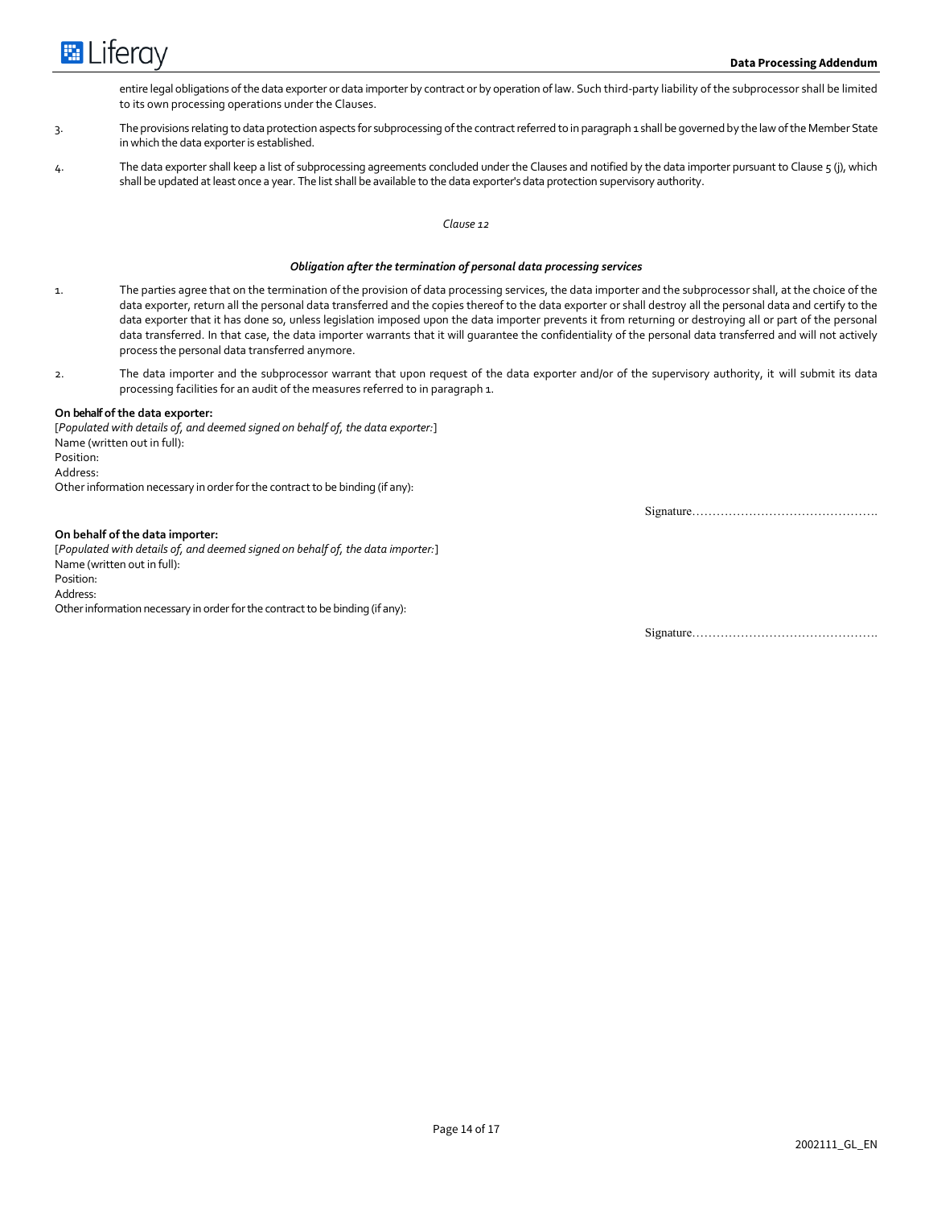entire legal obligations of the data exporter or data importer by contract or by operation of law. Such third-party liability of the subprocessor shall be limited to its own processing operations under the Clauses.

3. The provisions relating to data protection aspects for subprocessing of the contract referred to in paragraph 1 shall be governed by the law of the Member State in which the data exporter is established.

4. The data exporter shall keep a list of subprocessing agreements concluded under the Clauses and notified by the data importer pursuant to Clause 5 (j), which shall be updated at least once a year. The list shall be available to the data exporter's data protection supervisory authority.

*Clause 12*

***Obligation after the termination of personal data processing services***

1. The parties agree that on the termination of the provision of data processing services, the data importer and the subprocessor shall, at the choice of the data exporter, return all the personal data transferred and the copies thereof to the data exporter or shall destroy all the personal data and certify to the data exporter that it has done so, unless legislation imposed upon the data importer prevents it from returning or destroying all or part of the personal data transferred. In that case, the data importer warrants that it will guarantee the confidentiality of the personal data transferred and will not actively process the personal data transferred anymore.

2. The data importer and the subprocessor warrant that upon request of the data exporter and/or of the supervisory authority, it will submit its data processing facilities for an audit of the measures referred to in paragraph 1.

**On behalf of the data exporter:**
[*Populated with details of, and deemed signed on behalf of, the data exporter:*]
Name (written out in full):
Position:
Address:
Other information necessary in order for the contract to be binding (if any):

Signature……………………………………….

**On behalf of the data importer:**
[*Populated with details of, and deemed signed on behalf of, the data importer:*]
Name (written out in full):
Position:
Address:
Other information necessary in order for the contract to be binding (if any):

Signature……………………………………….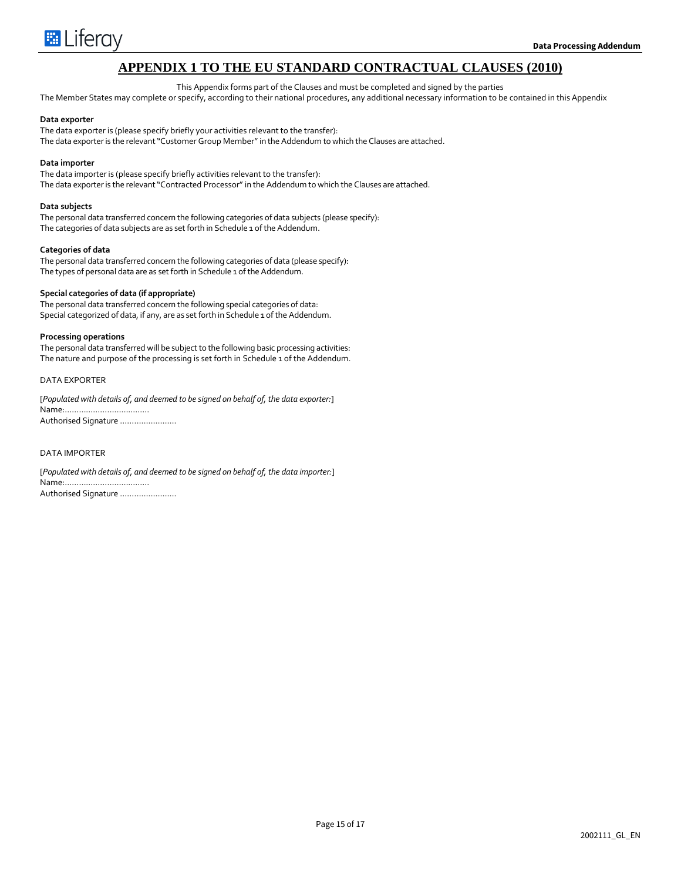# APPENDIX 1 TO THE EU STANDARD CONTRACTUAL CLAUSES (2010)

This Appendix forms part of the Clauses and must be completed and signed by the parties

The Member States may complete or specify, according to their national procedures, any additional necessary information to be contained in this Appendix

**Data exporter**

The data exporter is (please specify briefly your activities relevant to the transfer):
The data exporter is the relevant "Customer Group Member" in the Addendum to which the Clauses are attached.

**Data importer**

The data importer is (please specify briefly activities relevant to the transfer):
The data exporter is the relevant "Contracted Processor" in the Addendum to which the Clauses are attached.

**Data subjects**

The personal data transferred concern the following categories of data subjects (please specify):
The categories of data subjects are as set forth in Schedule 1 of the Addendum.

**Categories of data**

The personal data transferred concern the following categories of data (please specify):
The types of personal data are as set forth in Schedule 1 of the Addendum.

**Special categories of data (if appropriate)**

The personal data transferred concern the following special categories of data:
Special categorized of data, if any, are as set forth in Schedule 1 of the Addendum.

**Processing operations**

The personal data transferred will be subject to the following basic processing activities:
The nature and purpose of the processing is set forth in Schedule 1 of the Addendum.

DATA EXPORTER

[*Populated with details of, and deemed to be signed on behalf of, the data exporter:*]
Name:....................................
Authorised Signature ........................

DATA IMPORTER

[*Populated with details of, and deemed to be signed on behalf of, the data importer:*]
Name:....................................
Authorised Signature ........................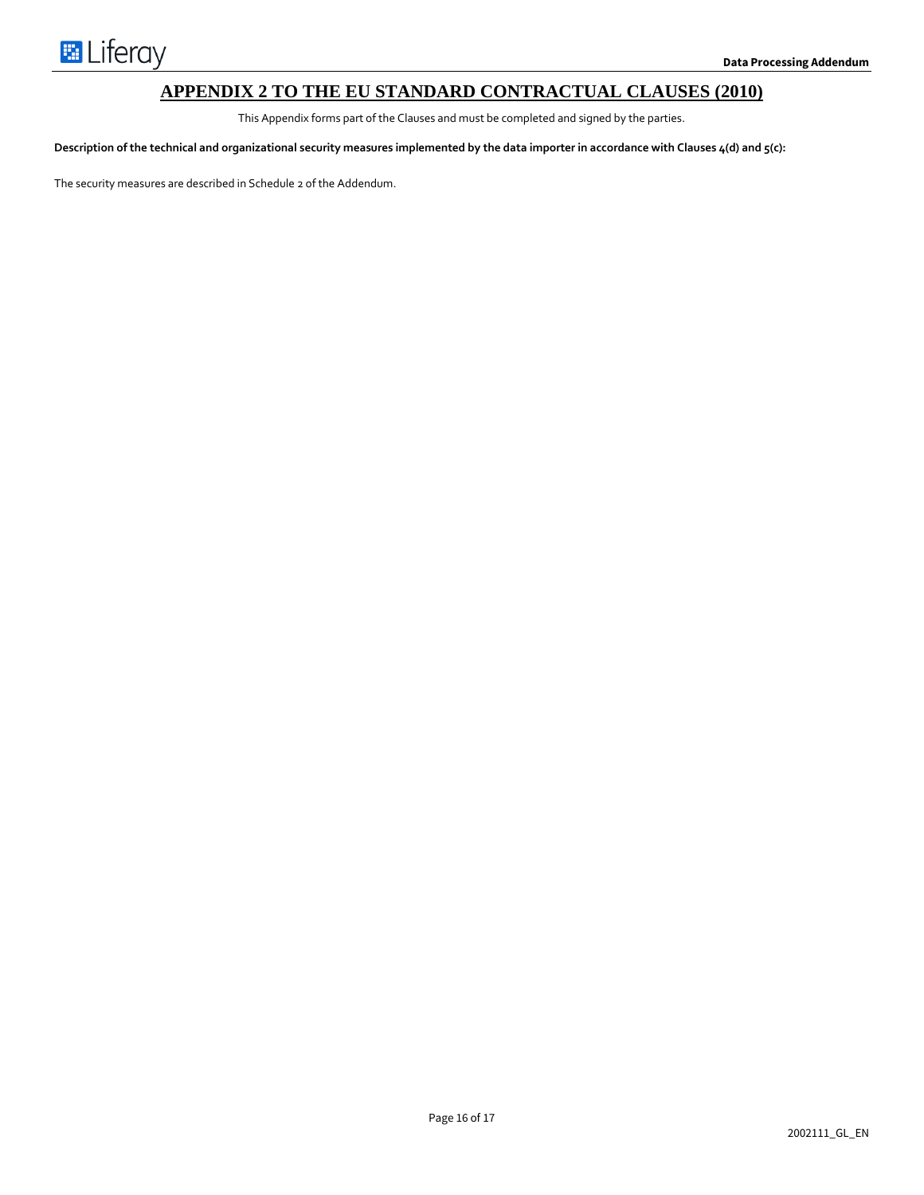# APPENDIX 2 TO THE EU STANDARD CONTRACTUAL CLAUSES (2010)

This Appendix forms part of the Clauses and must be completed and signed by the parties.

**Description of the technical and organizational security measures implemented by the data importer in accordance with Clauses 4(d) and 5(c):**

The security measures are described in Schedule 2 of the Addendum.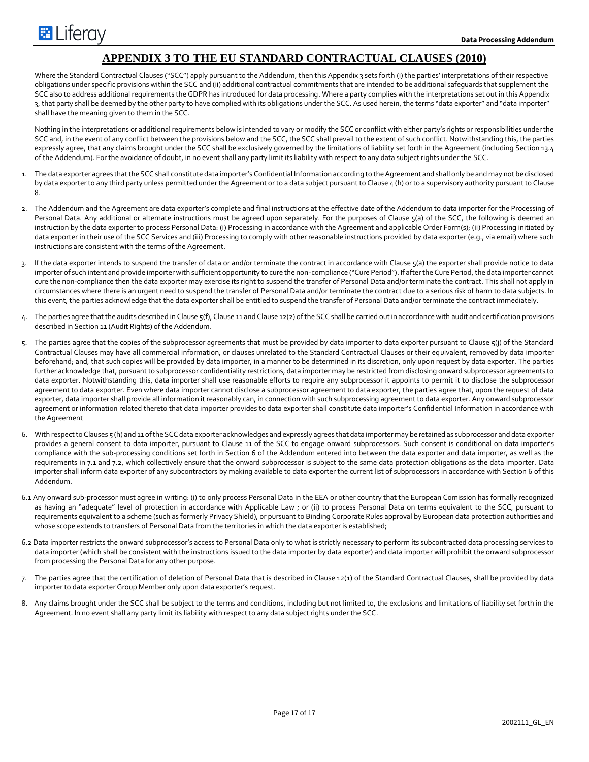# APPENDIX 3 TO THE EU STANDARD CONTRACTUAL CLAUSES (2010)

Where the Standard Contractual Clauses ("SCC") apply pursuant to the Addendum, then this Appendix 3 sets forth (i) the parties' interpretations of their respective obligations under specific provisions within the SCC and (ii) additional contractual commitments that are intended to be additional safeguards that supplement the SCC also to address additional requirements the GDPR has introduced for data processing. Where a party complies with the interpretations set out in this Appendix 3, that party shall be deemed by the other party to have complied with its obligations under the SCC. As used herein, the terms "data exporter" and "data importer" shall have the meaning given to them in the SCC.

Nothing in the interpretations or additional requirements below is intended to vary or modify the SCC or conflict with either party's rights or responsibilities under the SCC and, in the event of any conflict between the provisions below and the SCC, the SCC shall prevail to the extent of such conflict. Notwithstanding this, the parties expressly agree, that any claims brought under the SCC shall be exclusively governed by the limitations of liability set forth in the Agreement (including Section 13.4 of the Addendum). For the avoidance of doubt, in no event shall any party limit its liability with respect to any data subject rights under the SCC.

1. The data exporter agrees that the SCC shall constitute data importer's Confidential Information according to the Agreement and shall only be and may not be disclosed by data exporter to any third party unless permitted under the Agreement or to a data subject pursuant to Clause 4 (h) or to a supervisory authority pursuant to Clause 8.

2. The Addendum and the Agreement are data exporter's complete and final instructions at the effective date of the Addendum to data importer for the Processing of Personal Data. Any additional or alternate instructions must be agreed upon separately. For the purposes of Clause 5(a) of the SCC, the following is deemed an instruction by the data exporter to process Personal Data: (i) Processing in accordance with the Agreement and applicable Order Form(s); (ii) Processing initiated by data exporter in their use of the SCC Services and (iii) Processing to comply with other reasonable instructions provided by data exporter (e.g., via email) where such instructions are consistent with the terms of the Agreement.

3. If the data exporter intends to suspend the transfer of data or and/or terminate the contract in accordance with Clause 5(a) the exporter shall provide notice to data importer of such intent and provide importer with sufficient opportunity to cure the non-compliance ("Cure Period"). If after the Cure Period, the data importer cannot cure the non-compliance then the data exporter may exercise its right to suspend the transfer of Personal Data and/or terminate the contract. This shall not apply in circumstances where there is an urgent need to suspend the transfer of Personal Data and/or terminate the contract due to a serious risk of harm to data subjects. In this event, the parties acknowledge that the data exporter shall be entitled to suspend the transfer of Personal Data and/or terminate the contract immediately.

4. The parties agree that the audits described in Clause 5(f), Clause 11 and Clause 12(2) of the SCC shall be carried out in accordance with audit and certification provisions described in Section 11 (Audit Rights) of the Addendum.

5. The parties agree that the copies of the subprocessor agreements that must be provided by data importer to data exporter pursuant to Clause 5(j) of the Standard Contractual Clauses may have all commercial information, or clauses unrelated to the Standard Contractual Clauses or their equivalent, removed by data importer beforehand; and, that such copies will be provided by data importer, in a manner to be determined in its discretion, only upon request by data exporter. The parties further acknowledge that, pursuant to subprocessor confidentiality restrictions, data importer may be restricted from disclosing onward subprocessor agreements to data exporter. Notwithstanding this, data importer shall use reasonable efforts to require any subprocessor it appoints to permit it to disclose the subprocessor agreement to data exporter. Even where data importer cannot disclose a subprocessor agreement to data exporter, the parties agree that, upon the request of data exporter, data importer shall provide all information it reasonably can, in connection with such subprocessing agreement to data exporter. Any onward subprocessor agreement or information related thereto that data importer provides to data exporter shall constitute data importer's Confidential Information in accordance with the Agreement

6. With respect to Clauses 5 (h) and 11 of the SCC data exporter acknowledges and expressly agrees that data importer may be retained as subprocessor and data exporter provides a general consent to data importer, pursuant to Clause 11 of the SCC to engage onward subprocessors. Such consent is conditional on data importer's compliance with the sub-processing conditions set forth in Section 6 of the Addendum entered into between the data exporter and data importer, as well as the requirements in 7.1 and 7.2, which collectively ensure that the onward subprocessor is subject to the same data protection obligations as the data importer. Data importer shall inform data exporter of any subcontractors by making available to data exporter the current list of subprocessors in accordance with Section 6 of this Addendum.

6.1 Any onward sub-processor must agree in writing: (i) to only process Personal Data in the EEA or other country that the European Comission has formally recognized as having an "adequate" level of protection in accordance with Applicable Law ; or (ii) to process Personal Data on terms equivalent to the SCC, pursuant to requirements equivalent to a scheme (such as formerly Privacy Shield), or pursuant to Binding Corporate Rules approval by European data protection authorities and whose scope extends to transfers of Personal Data from the territories in which the data exporter is established;

6.2 Data importer restricts the onward subprocessor's access to Personal Data only to what is strictly necessary to perform its subcontracted data processing services to data importer (which shall be consistent with the instructions issued to the data importer by data exporter) and data importer will prohibit the onward subprocessor from processing the Personal Data for any other purpose.

7. The parties agree that the certification of deletion of Personal Data that is described in Clause 12(1) of the Standard Contractual Clauses, shall be provided by data importer to data exporter Group Member only upon data exporter's request.

8. Any claims brought under the SCC shall be subject to the terms and conditions, including but not limited to, the exclusions and limitations of liability set forth in the Agreement. In no event shall any party limit its liability with respect to any data subject rights under the SCC.